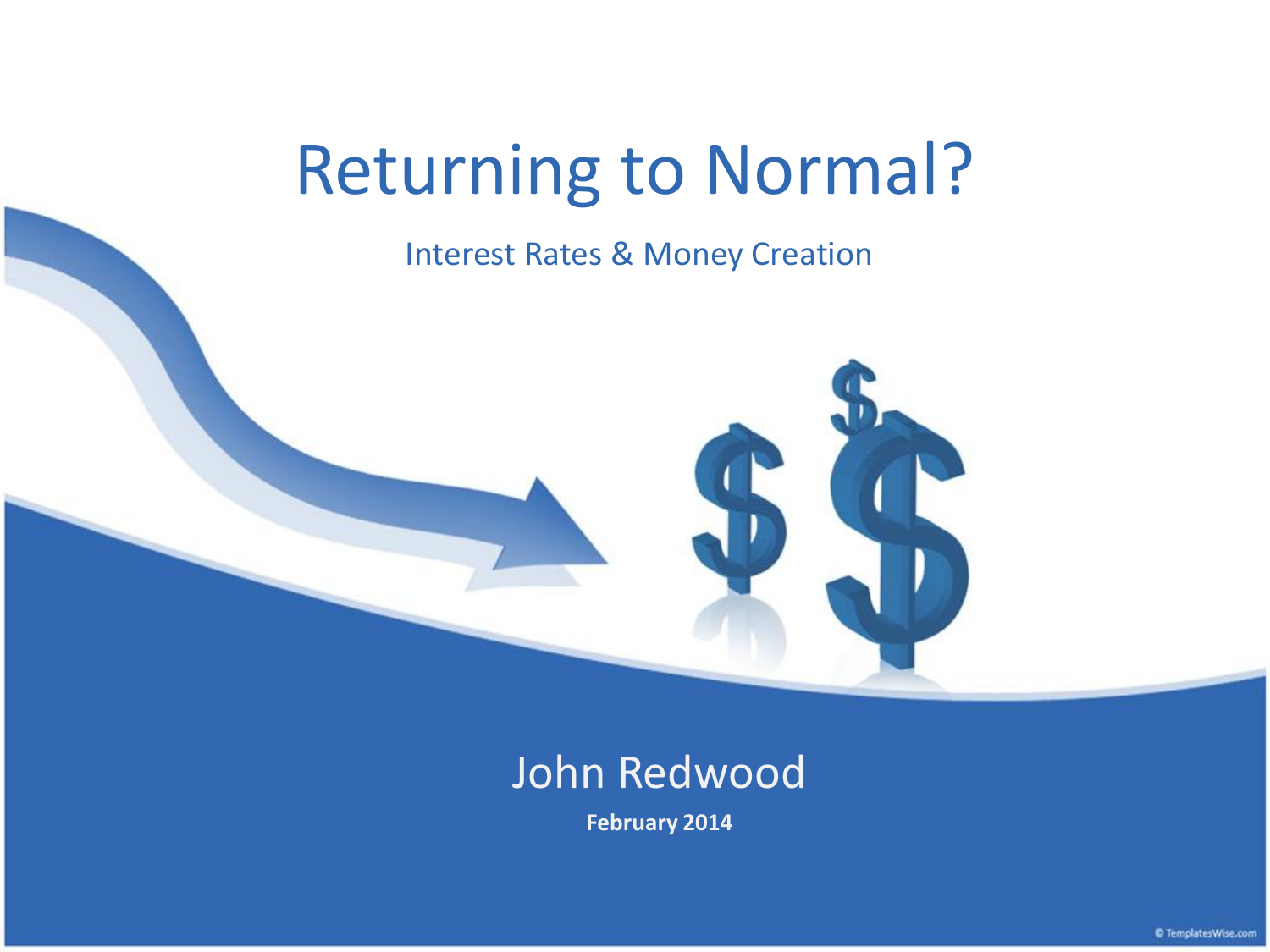# Returning to Normal?

Interest Rates & Money Creation

John Redwood

**February 2014**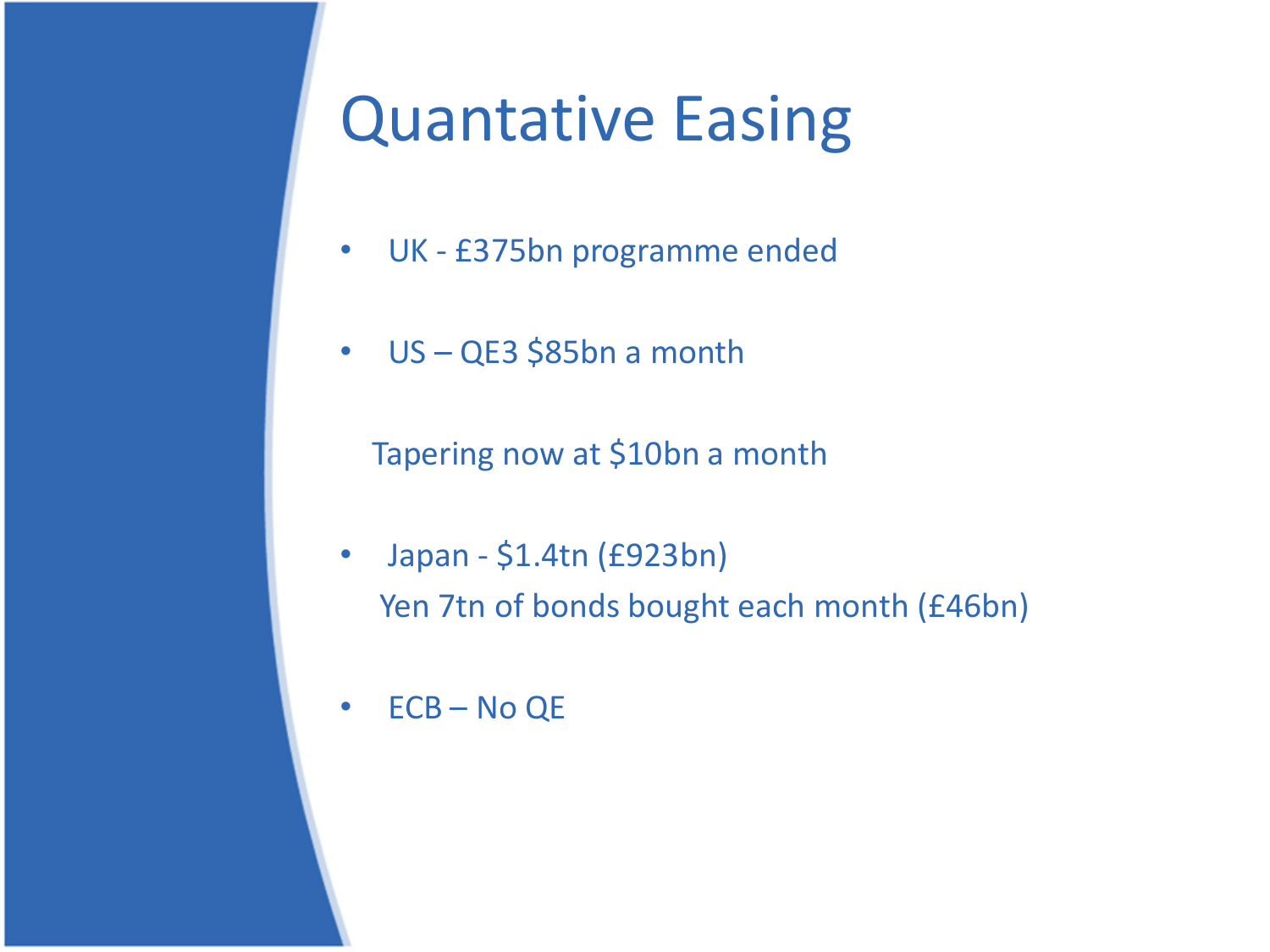# Quantative Easing

- UK - £375bn programme ended
- US – QE3 $85bn a month

  Tapering now at $10bn a month

- Japan - $1.4tn (£923bn)

  Yen 7tn of bonds bought each month (£46bn)

- ECB – No QE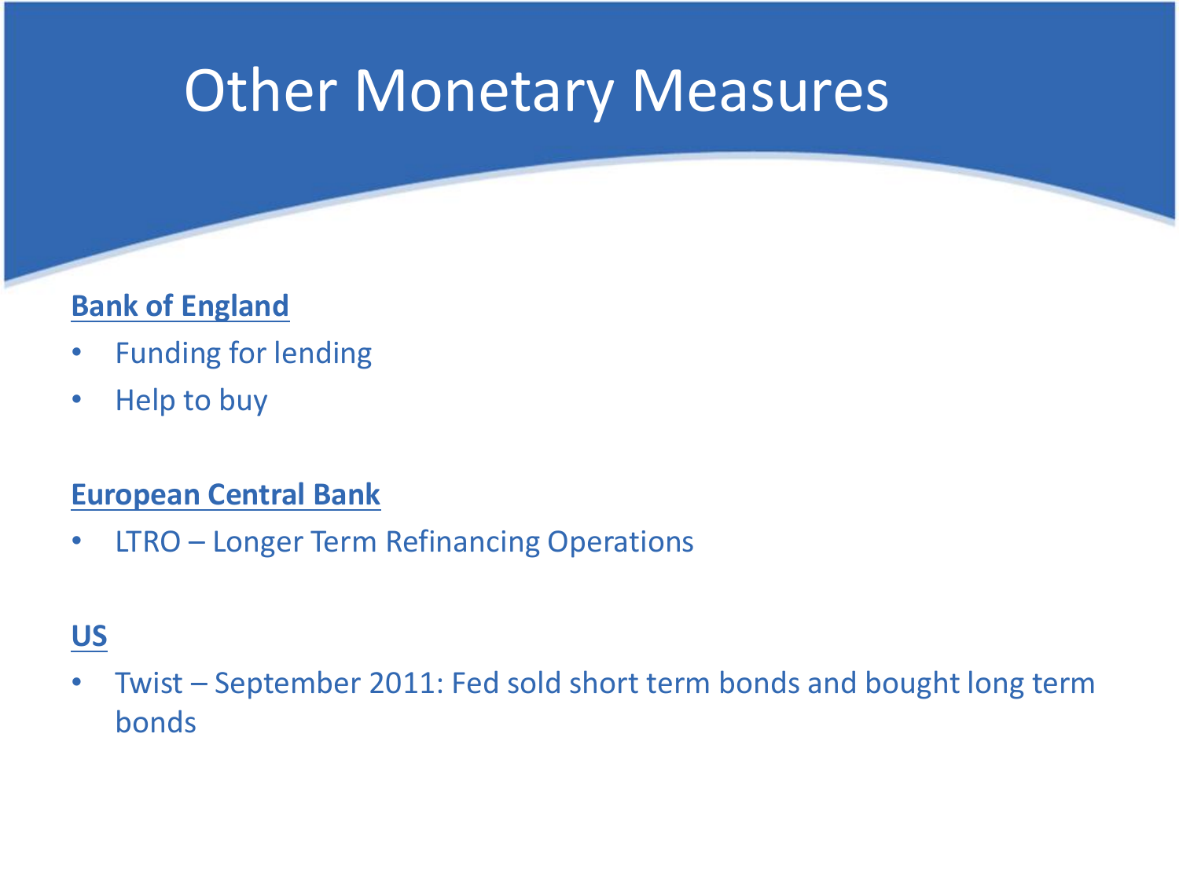# Other Monetary Measures

**Bank of England**

- Funding for lending
- Help to buy

**European Central Bank**

- LTRO – Longer Term Refinancing Operations

**US**

- Twist – September 2011: Fed sold short term bonds and bought long term bonds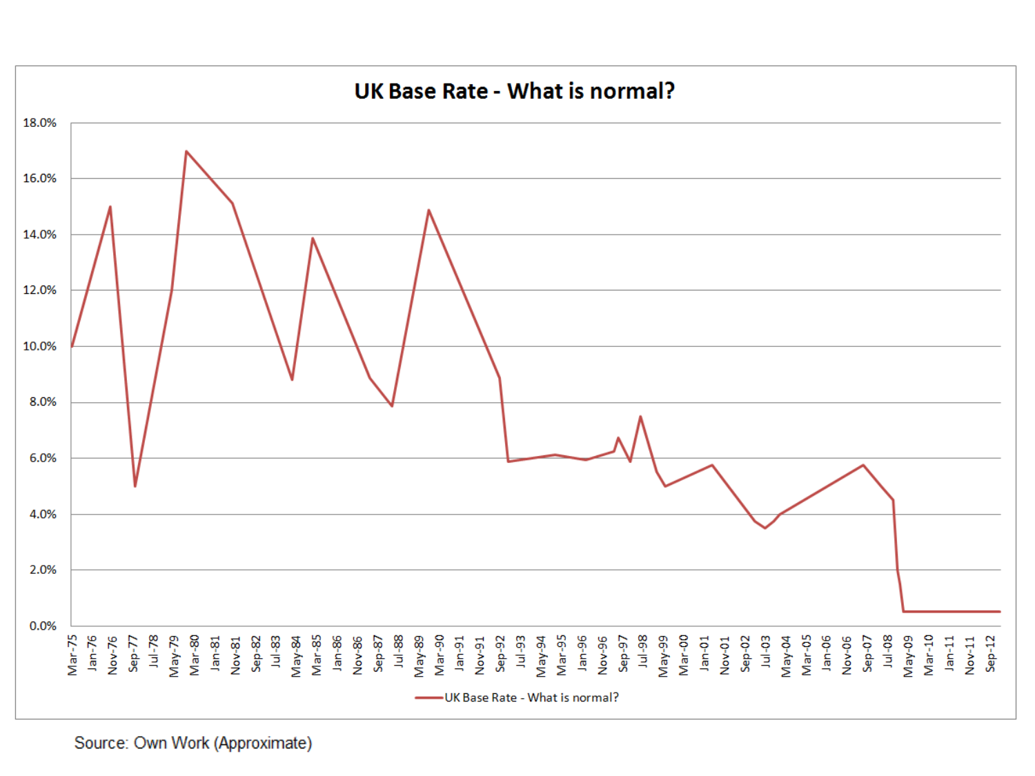# UK Base Rate - What is normal?

Source: Own Work (Approximate)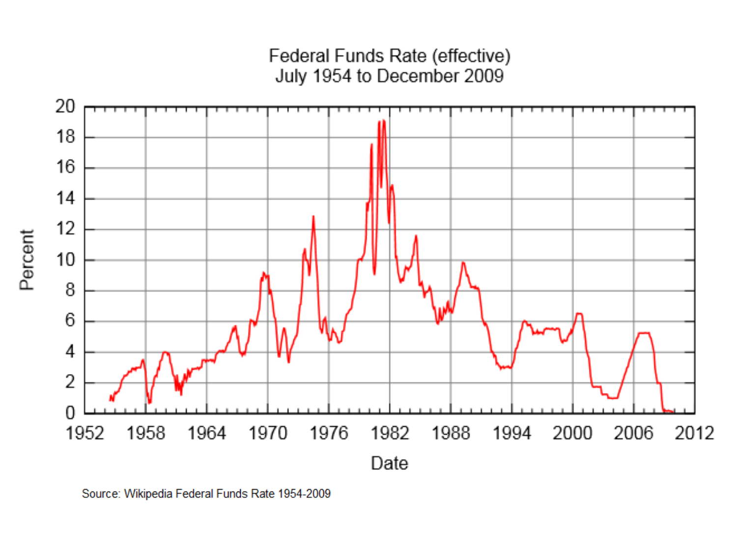Federal Funds Rate (effective)
July 1954 to December 2009

Percent

Date

Source: Wikipedia Federal Funds Rate 1954-2009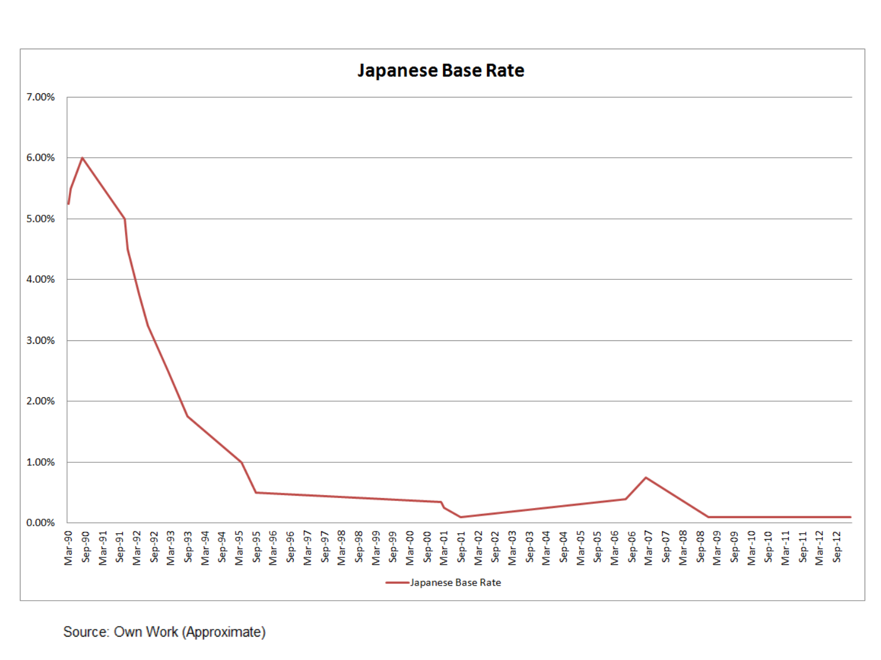**Japanese Base Rate**

Source: Own Work (Approximate)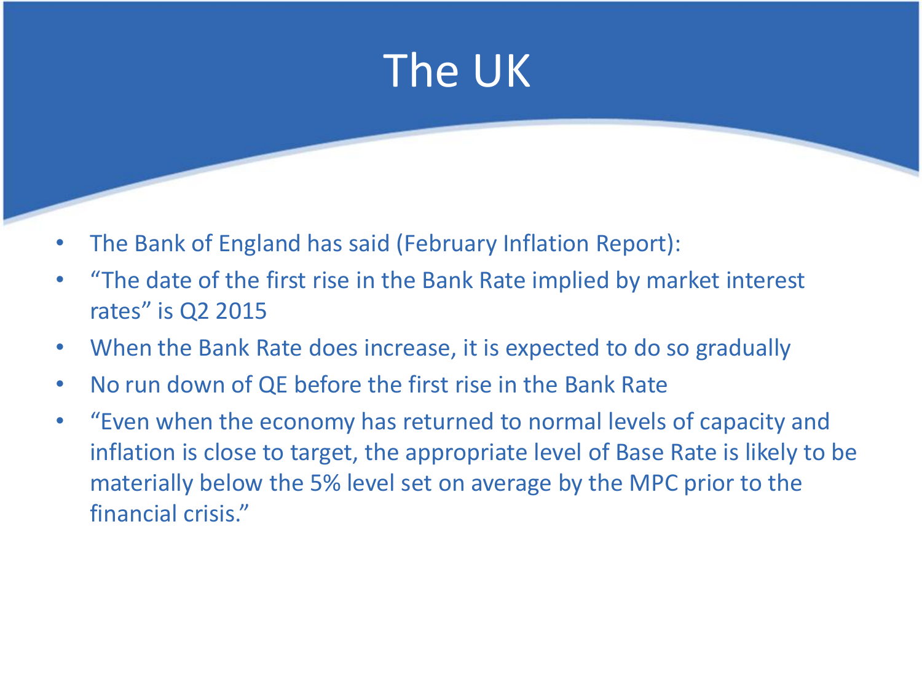# The UK

- The Bank of England has said (February Inflation Report):
- "The date of the first rise in the Bank Rate implied by market interest rates" is Q2 2015
- When the Bank Rate does increase, it is expected to do so gradually
- No run down of QE before the first rise in the Bank Rate
- "Even when the economy has returned to normal levels of capacity and inflation is close to target, the appropriate level of Base Rate is likely to be materially below the 5% level set on average by the MPC prior to the financial crisis."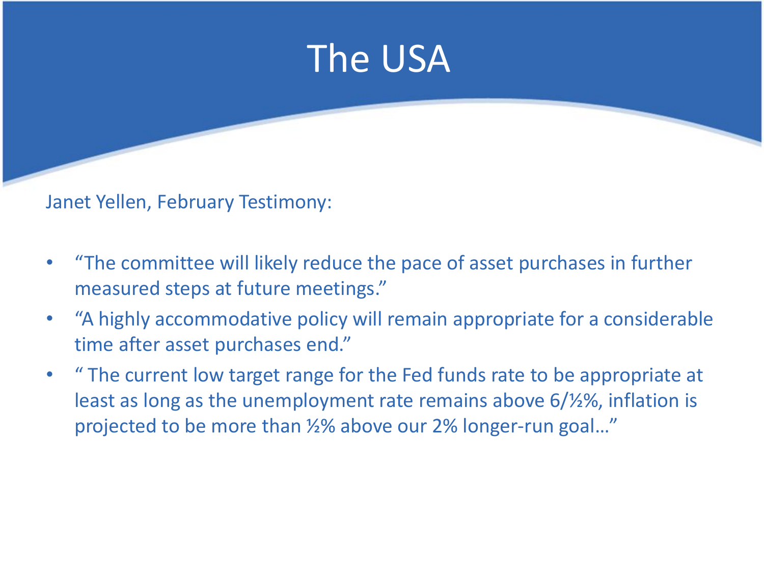# The USA

Janet Yellen, February Testimony:

- “The committee will likely reduce the pace of asset purchases in further measured steps at future meetings.”
- “A highly accommodative policy will remain appropriate for a considerable time after asset purchases end.”
- “ The current low target range for the Fed funds rate to be appropriate at least as long as the unemployment rate remains above 6/½%, inflation is projected to be more than ½% above our 2% longer-run goal…”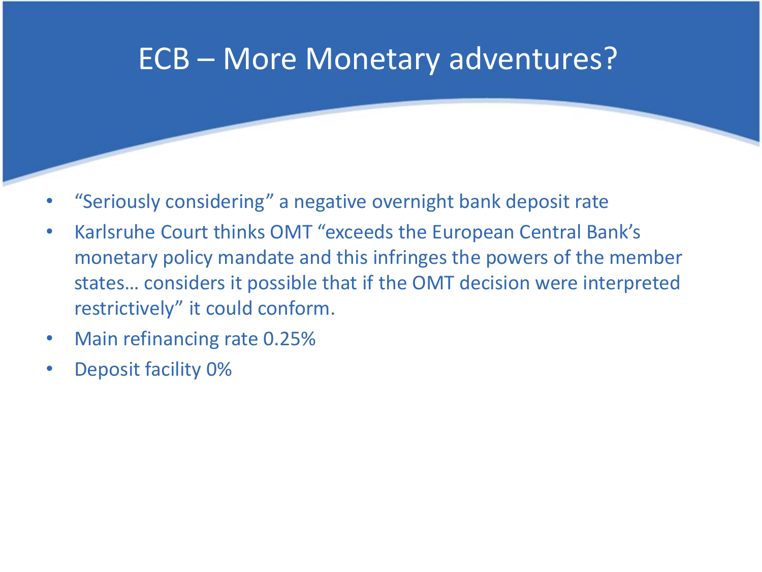# ECB – More Monetary adventures?

- “Seriously considering” a negative overnight bank deposit rate
- Karlsruhe Court thinks OMT “exceeds the European Central Bank’s monetary policy mandate and this infringes the powers of the member states… considers it possible that if the OMT decision were interpreted restrictively” it could conform.
- Main refinancing rate 0.25%
- Deposit facility 0%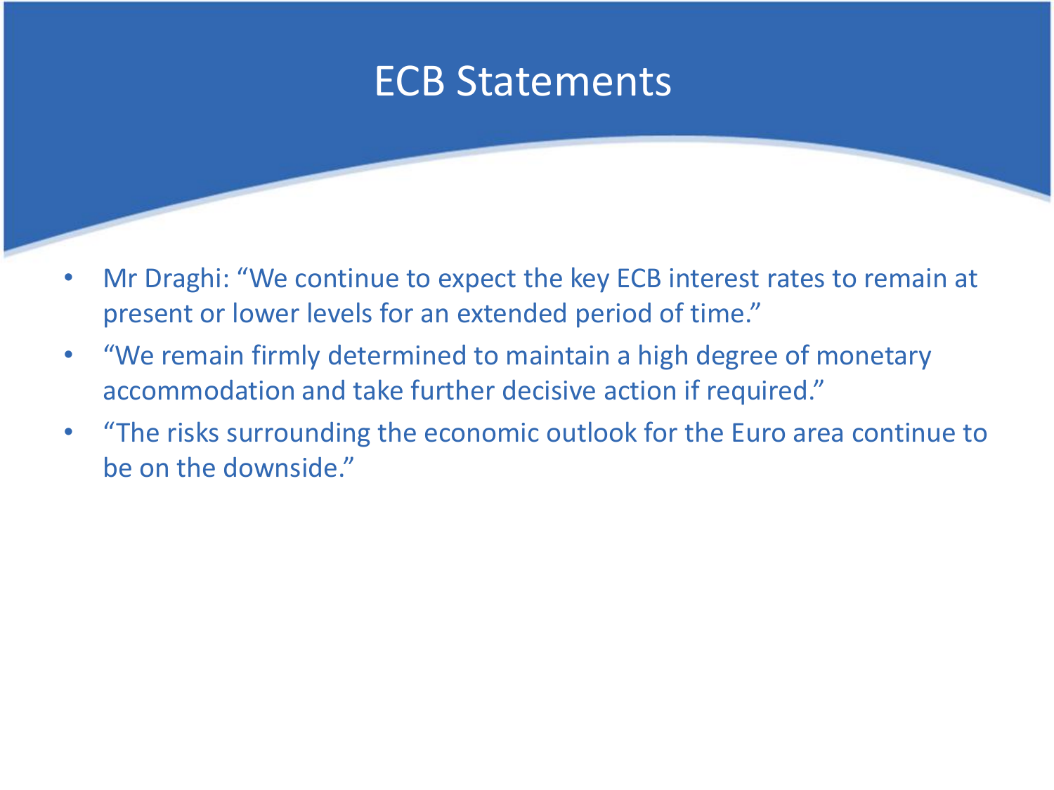# ECB Statements

- Mr Draghi: "We continue to expect the key ECB interest rates to remain at present or lower levels for an extended period of time."
- "We remain firmly determined to maintain a high degree of monetary accommodation and take further decisive action if required."
- "The risks surrounding the economic outlook for the Euro area continue to be on the downside."